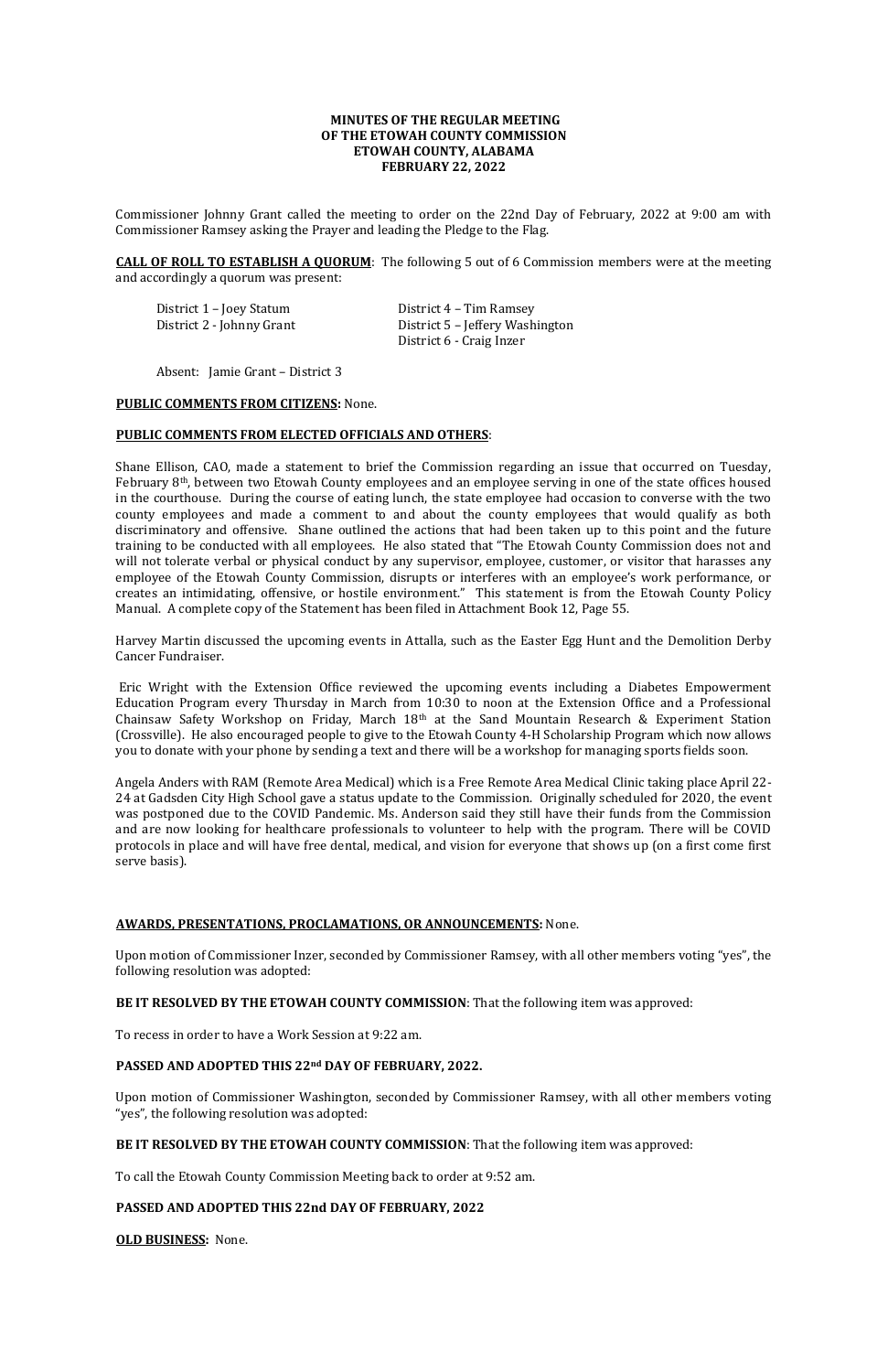**MINUTES OF THE REGULAR MEETING**
**OF THE ETOWAH COUNTY COMMISSION**
**ETOWAH COUNTY, ALABAMA**
**FEBRUARY 22, 2022**

Commissioner Johnny Grant called the meeting to order on the 22nd Day of February, 2022 at 9:00 am with Commissioner Ramsey asking the Prayer and leading the Pledge to the Flag.

**CALL OF ROLL TO ESTABLISH A QUORUM**: The following 5 out of 6 Commission members were at the meeting and accordingly a quorum was present:

District 1 – Joey Statum
District 2 - Johnny Grant
District 4 – Tim Ramsey
District 5 – Jeffery Washington
District 6 - Craig Inzer

Absent: Jamie Grant – District 3

**PUBLIC COMMENTS FROM CITIZENS:** None.

**PUBLIC COMMENTS FROM ELECTED OFFICIALS AND OTHERS**:

Shane Ellison, CAO, made a statement to brief the Commission regarding an issue that occurred on Tuesday, February 8th, between two Etowah County employees and an employee serving in one of the state offices housed in the courthouse. During the course of eating lunch, the state employee had occasion to converse with the two county employees and made a comment to and about the county employees that would qualify as both discriminatory and offensive. Shane outlined the actions that had been taken up to this point and the future training to be conducted with all employees. He also stated that "The Etowah County Commission does not and will not tolerate verbal or physical conduct by any supervisor, employee, customer, or visitor that harasses any employee of the Etowah County Commission, disrupts or interferes with an employee's work performance, or creates an intimidating, offensive, or hostile environment." This statement is from the Etowah County Policy Manual. A complete copy of the Statement has been filed in Attachment Book 12, Page 55.

Harvey Martin discussed the upcoming events in Attalla, such as the Easter Egg Hunt and the Demolition Derby Cancer Fundraiser.

Eric Wright with the Extension Office reviewed the upcoming events including a Diabetes Empowerment Education Program every Thursday in March from 10:30 to noon at the Extension Office and a Professional Chainsaw Safety Workshop on Friday, March 18th at the Sand Mountain Research & Experiment Station (Crossville). He also encouraged people to give to the Etowah County 4-H Scholarship Program which now allows you to donate with your phone by sending a text and there will be a workshop for managing sports fields soon.

Angela Anders with RAM (Remote Area Medical) which is a Free Remote Area Medical Clinic taking place April 22-24 at Gadsden City High School gave a status update to the Commission. Originally scheduled for 2020, the event was postponed due to the COVID Pandemic. Ms. Anderson said they still have their funds from the Commission and are now looking for healthcare professionals to volunteer to help with the program. There will be COVID protocols in place and will have free dental, medical, and vision for everyone that shows up (on a first come first serve basis).

**AWARDS, PRESENTATIONS, PROCLAMATIONS, OR ANNOUNCEMENTS:** None.

Upon motion of Commissioner Inzer, seconded by Commissioner Ramsey, with all other members voting "yes", the following resolution was adopted:

**BE IT RESOLVED BY THE ETOWAH COUNTY COMMISSION**: That the following item was approved:

To recess in order to have a Work Session at 9:22 am.

**PASSED AND ADOPTED THIS 22nd DAY OF FEBRUARY, 2022.**

Upon motion of Commissioner Washington, seconded by Commissioner Ramsey, with all other members voting "yes", the following resolution was adopted:

**BE IT RESOLVED BY THE ETOWAH COUNTY COMMISSION**: That the following item was approved:

To call the Etowah County Commission Meeting back to order at 9:52 am.

**PASSED AND ADOPTED THIS 22nd DAY OF FEBRUARY, 2022**

**OLD BUSINESS:** None.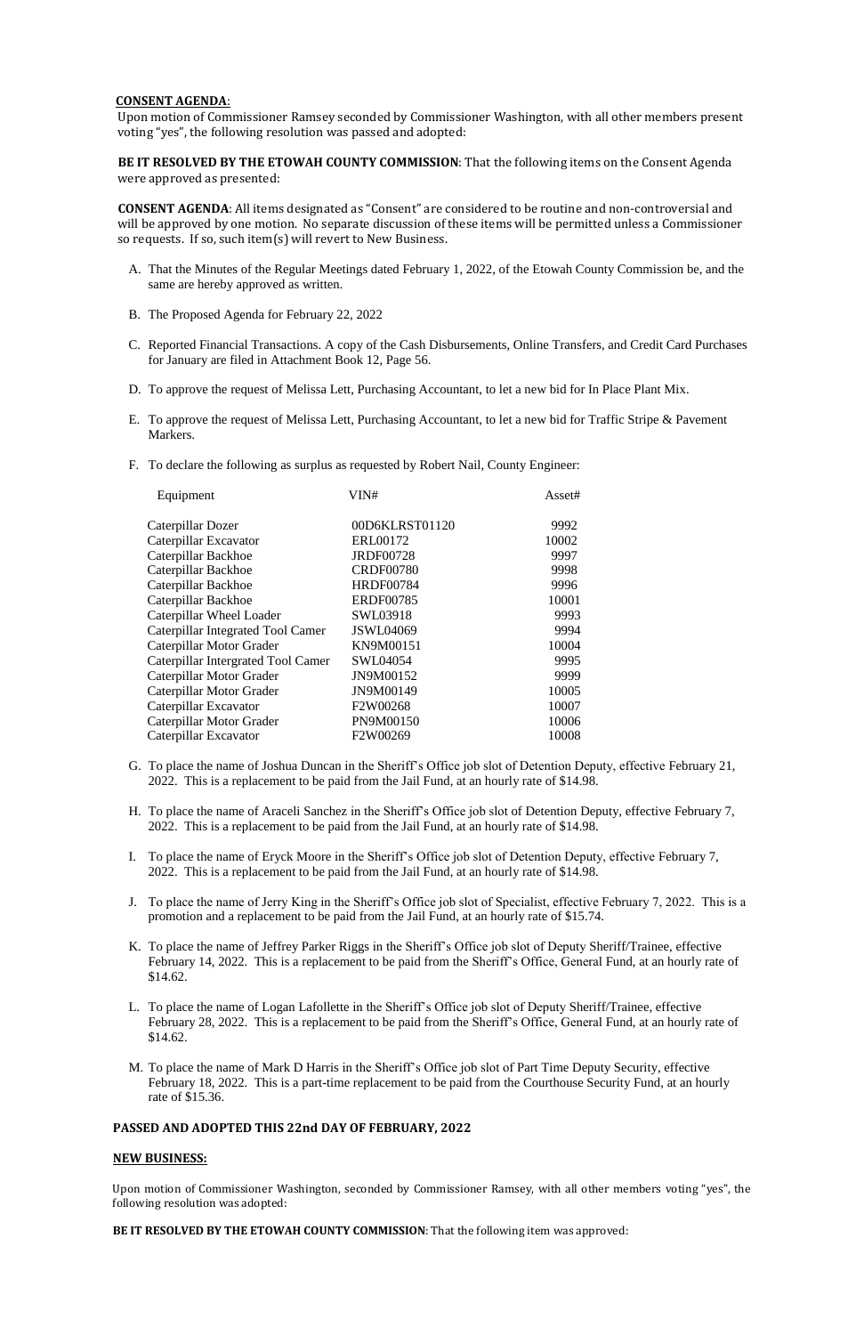**CONSENT AGENDA**:

Upon motion of Commissioner Ramsey seconded by Commissioner Washington, with all other members present voting "yes", the following resolution was passed and adopted:

**BE IT RESOLVED BY THE ETOWAH COUNTY COMMISSION**: That the following items on the Consent Agenda were approved as presented:

**CONSENT AGENDA**: All items designated as "Consent" are considered to be routine and non-controversial and will be approved by one motion. No separate discussion of these items will be permitted unless a Commissioner so requests. If so, such item(s) will revert to New Business.

A. That the Minutes of the Regular Meetings dated February 1, 2022, of the Etowah County Commission be, and the same are hereby approved as written.

B. The Proposed Agenda for February 22, 2022

C. Reported Financial Transactions. A copy of the Cash Disbursements, Online Transfers, and Credit Card Purchases for January are filed in Attachment Book 12, Page 56.

D. To approve the request of Melissa Lett, Purchasing Accountant, to let a new bid for In Place Plant Mix.

E. To approve the request of Melissa Lett, Purchasing Accountant, to let a new bid for Traffic Stripe & Pavement Markers.

F. To declare the following as surplus as requested by Robert Nail, County Engineer:

| Equipment | VIN# | Asset# |
|---|---|---|
| Caterpillar Dozer | 00D6KLRST01120 | 9992 |
| Caterpillar Excavator | ERL00172 | 10002 |
| Caterpillar Backhoe | JRDF00728 | 9997 |
| Caterpillar Backhoe | CRDF00780 | 9998 |
| Caterpillar Backhoe | HRDF00784 | 9996 |
| Caterpillar Backhoe | ERDF00785 | 10001 |
| Caterpillar Wheel Loader | SWL03918 | 9993 |
| Caterpillar Integrated Tool Camer | JSWL04069 | 9994 |
| Caterpillar Motor Grader | KN9M00151 | 10004 |
| Caterpillar Intergrated Tool Camer | SWL04054 | 9995 |
| Caterpillar Motor Grader | JN9M00152 | 9999 |
| Caterpillar Motor Grader | JN9M00149 | 10005 |
| Caterpillar Excavator | F2W00268 | 10007 |
| Caterpillar Motor Grader | PN9M00150 | 10006 |
| Caterpillar Excavator | F2W00269 | 10008 |

G. To place the name of Joshua Duncan in the Sheriff's Office job slot of Detention Deputy, effective February 21, 2022. This is a replacement to be paid from the Jail Fund, at an hourly rate of $14.98.

H. To place the name of Araceli Sanchez in the Sheriff's Office job slot of Detention Deputy, effective February 7, 2022. This is a replacement to be paid from the Jail Fund, at an hourly rate of $14.98.

I. To place the name of Eryck Moore in the Sheriff's Office job slot of Detention Deputy, effective February 7, 2022. This is a replacement to be paid from the Jail Fund, at an hourly rate of $14.98.

J. To place the name of Jerry King in the Sheriff's Office job slot of Specialist, effective February 7, 2022. This is a promotion and a replacement to be paid from the Jail Fund, at an hourly rate of $15.74.

K. To place the name of Jeffrey Parker Riggs in the Sheriff's Office job slot of Deputy Sheriff/Trainee, effective February 14, 2022. This is a replacement to be paid from the Sheriff's Office, General Fund, at an hourly rate of $14.62.

L. To place the name of Logan Lafollette in the Sheriff's Office job slot of Deputy Sheriff/Trainee, effective February 28, 2022. This is a replacement to be paid from the Sheriff's Office, General Fund, at an hourly rate of $14.62.

M. To place the name of Mark D Harris in the Sheriff's Office job slot of Part Time Deputy Security, effective February 18, 2022. This is a part-time replacement to be paid from the Courthouse Security Fund, at an hourly rate of $15.36.

**PASSED AND ADOPTED THIS 22nd DAY OF FEBRUARY, 2022**

**NEW BUSINESS:**

Upon motion of Commissioner Washington, seconded by Commissioner Ramsey, with all other members voting "yes", the following resolution was adopted:

**BE IT RESOLVED BY THE ETOWAH COUNTY COMMISSION**: That the following item was approved: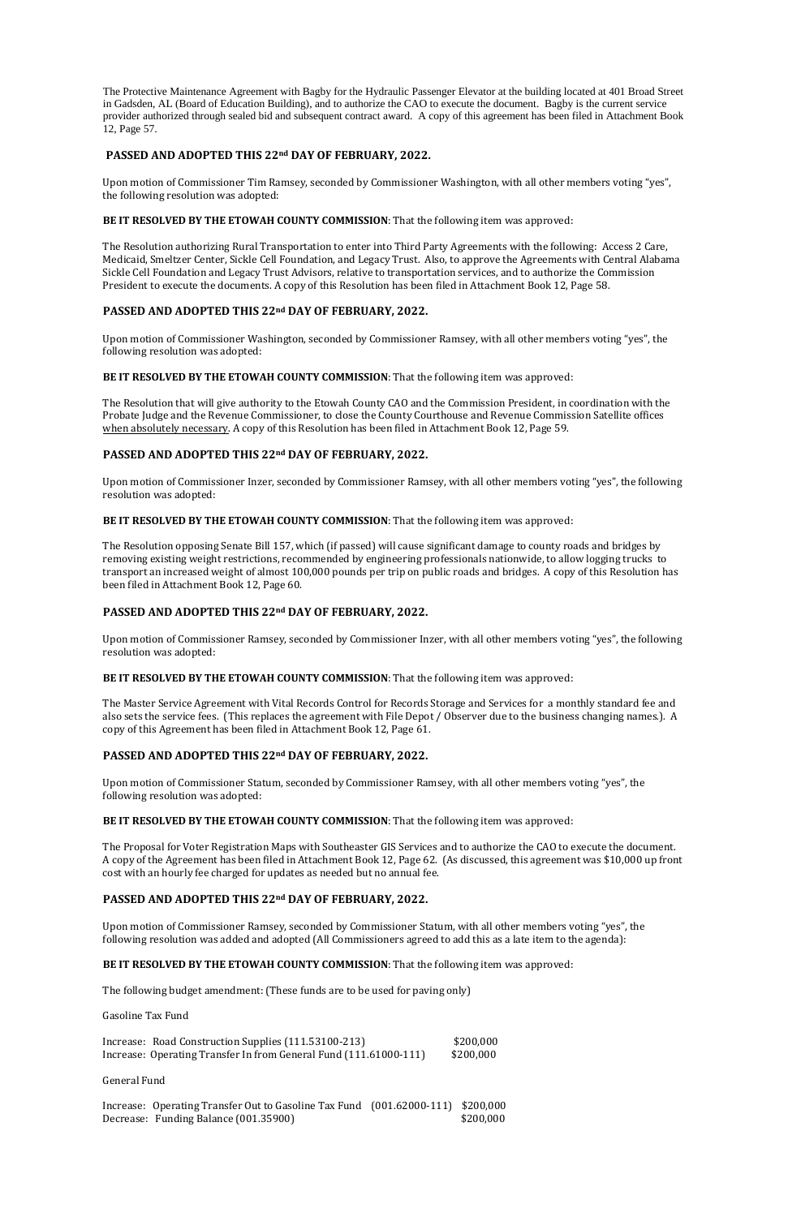The Protective Maintenance Agreement with Bagby for the Hydraulic Passenger Elevator at the building located at 401 Broad Street in Gadsden, AL (Board of Education Building), and to authorize the CAO to execute the document. Bagby is the current service provider authorized through sealed bid and subsequent contract award. A copy of this agreement has been filed in Attachment Book 12, Page 57.

**PASSED AND ADOPTED THIS 22nd DAY OF FEBRUARY, 2022.**

Upon motion of Commissioner Tim Ramsey, seconded by Commissioner Washington, with all other members voting "yes", the following resolution was adopted:

**BE IT RESOLVED BY THE ETOWAH COUNTY COMMISSION**: That the following item was approved:

The Resolution authorizing Rural Transportation to enter into Third Party Agreements with the following: Access 2 Care, Medicaid, Smeltzer Center, Sickle Cell Foundation, and Legacy Trust. Also, to approve the Agreements with Central Alabama Sickle Cell Foundation and Legacy Trust Advisors, relative to transportation services, and to authorize the Commission President to execute the documents. A copy of this Resolution has been filed in Attachment Book 12, Page 58.

**PASSED AND ADOPTED THIS 22nd DAY OF FEBRUARY, 2022.**

Upon motion of Commissioner Washington, seconded by Commissioner Ramsey, with all other members voting "yes", the following resolution was adopted:

**BE IT RESOLVED BY THE ETOWAH COUNTY COMMISSION**: That the following item was approved:

The Resolution that will give authority to the Etowah County CAO and the Commission President, in coordination with the Probate Judge and the Revenue Commissioner, to close the County Courthouse and Revenue Commission Satellite offices when absolutely necessary. A copy of this Resolution has been filed in Attachment Book 12, Page 59.

**PASSED AND ADOPTED THIS 22nd DAY OF FEBRUARY, 2022.**

Upon motion of Commissioner Inzer, seconded by Commissioner Ramsey, with all other members voting "yes", the following resolution was adopted:

**BE IT RESOLVED BY THE ETOWAH COUNTY COMMISSION**: That the following item was approved:

The Resolution opposing Senate Bill 157, which (if passed) will cause significant damage to county roads and bridges by removing existing weight restrictions, recommended by engineering professionals nationwide, to allow logging trucks to transport an increased weight of almost 100,000 pounds per trip on public roads and bridges. A copy of this Resolution has been filed in Attachment Book 12, Page 60.

**PASSED AND ADOPTED THIS 22nd DAY OF FEBRUARY, 2022.**

Upon motion of Commissioner Ramsey, seconded by Commissioner Inzer, with all other members voting "yes", the following resolution was adopted:

**BE IT RESOLVED BY THE ETOWAH COUNTY COMMISSION**: That the following item was approved:

The Master Service Agreement with Vital Records Control for Records Storage and Services for a monthly standard fee and also sets the service fees. (This replaces the agreement with File Depot / Observer due to the business changing names.). A copy of this Agreement has been filed in Attachment Book 12, Page 61.

**PASSED AND ADOPTED THIS 22nd DAY OF FEBRUARY, 2022.**

Upon motion of Commissioner Statum, seconded by Commissioner Ramsey, with all other members voting "yes", the following resolution was adopted:

**BE IT RESOLVED BY THE ETOWAH COUNTY COMMISSION**: That the following item was approved:

The Proposal for Voter Registration Maps with Southeaster GIS Services and to authorize the CAO to execute the document. A copy of the Agreement has been filed in Attachment Book 12, Page 62. (As discussed, this agreement was $10,000 up front cost with an hourly fee charged for updates as needed but no annual fee.

**PASSED AND ADOPTED THIS 22nd DAY OF FEBRUARY, 2022.**

Upon motion of Commissioner Ramsey, seconded by Commissioner Statum, with all other members voting "yes", the following resolution was added and adopted (All Commissioners agreed to add this as a late item to the agenda):

**BE IT RESOLVED BY THE ETOWAH COUNTY COMMISSION**: That the following item was approved:

The following budget amendment: (These funds are to be used for paving only)

Gasoline Tax Fund

| | |
|---|---|
| Increase: Road Construction Supplies (111.53100-213) | $200,000 |
| Increase: Operating Transfer In from General Fund (111.61000-111) | $200,000 |

General Fund

| | |
|---|---|
| Increase: Operating Transfer Out to Gasoline Tax Fund (001.62000-111) | $200,000 |
| Decrease: Funding Balance (001.35900) | $200,000 |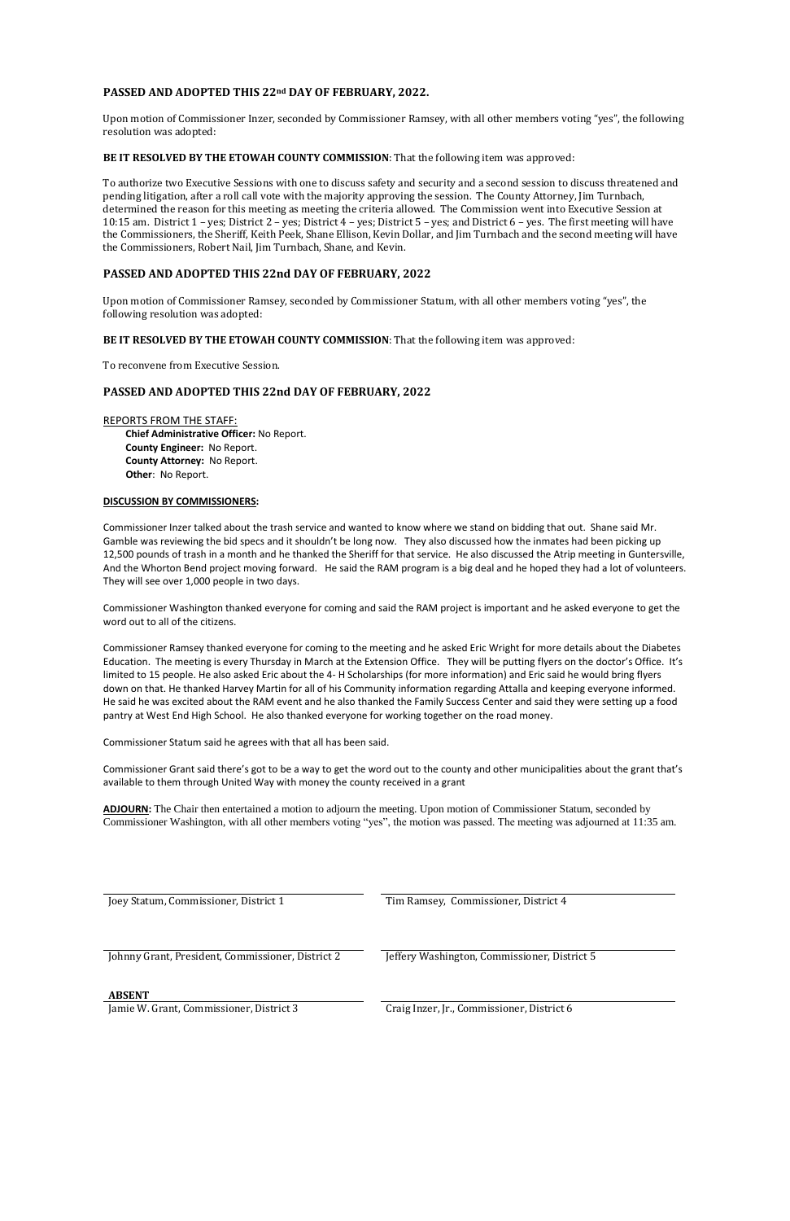**PASSED AND ADOPTED THIS 22nd DAY OF FEBRUARY, 2022.**

Upon motion of Commissioner Inzer, seconded by Commissioner Ramsey, with all other members voting "yes", the following resolution was adopted:

**BE IT RESOLVED BY THE ETOWAH COUNTY COMMISSION**: That the following item was approved:

To authorize two Executive Sessions with one to discuss safety and security and a second session to discuss threatened and pending litigation, after a roll call vote with the majority approving the session. The County Attorney, Jim Turnbach, determined the reason for this meeting as meeting the criteria allowed. The Commission went into Executive Session at 10:15 am. District 1 – yes; District 2 – yes; District 4 – yes; District 5 – yes; and District 6 – yes. The first meeting will have the Commissioners, the Sheriff, Keith Peek, Shane Ellison, Kevin Dollar, and Jim Turnbach and the second meeting will have the Commissioners, Robert Nail, Jim Turnbach, Shane, and Kevin.

**PASSED AND ADOPTED THIS 22nd DAY OF FEBRUARY, 2022**

Upon motion of Commissioner Ramsey, seconded by Commissioner Statum, with all other members voting "yes", the following resolution was adopted:

**BE IT RESOLVED BY THE ETOWAH COUNTY COMMISSION**: That the following item was approved:

To reconvene from Executive Session.

**PASSED AND ADOPTED THIS 22nd DAY OF FEBRUARY, 2022**

REPORTS FROM THE STAFF:

**Chief Administrative Officer:** No Report.
**County Engineer:** No Report.
**County Attorney:** No Report.
**Other**: No Report.

**DISCUSSION BY COMMISSIONERS:**

Commissioner Inzer talked about the trash service and wanted to know where we stand on bidding that out. Shane said Mr. Gamble was reviewing the bid specs and it shouldn't be long now. They also discussed how the inmates had been picking up 12,500 pounds of trash in a month and he thanked the Sheriff for that service. He also discussed the Atrip meeting in Guntersville, And the Whorton Bend project moving forward. He said the RAM program is a big deal and he hoped they had a lot of volunteers. They will see over 1,000 people in two days.

Commissioner Washington thanked everyone for coming and said the RAM project is important and he asked everyone to get the word out to all of the citizens.

Commissioner Ramsey thanked everyone for coming to the meeting and he asked Eric Wright for more details about the Diabetes Education. The meeting is every Thursday in March at the Extension Office. They will be putting flyers on the doctor's Office. It's limited to 15 people. He also asked Eric about the 4- H Scholarships (for more information) and Eric said he would bring flyers down on that. He thanked Harvey Martin for all of his Community information regarding Attalla and keeping everyone informed. He said he was excited about the RAM event and he also thanked the Family Success Center and said they were setting up a food pantry at West End High School. He also thanked everyone for working together on the road money.

Commissioner Statum said he agrees with that all has been said.

Commissioner Grant said there's got to be a way to get the word out to the county and other municipalities about the grant that's available to them through United Way with money the county received in a grant

**ADJOURN:** The Chair then entertained a motion to adjourn the meeting. Upon motion of Commissioner Statum, seconded by Commissioner Washington, with all other members voting "yes", the motion was passed. The meeting was adjourned at 11:35 am.

| | |
|---|---|
| Joey Statum, Commissioner, District 1 | Tim Ramsey, Commissioner, District 4 |
| Johnny Grant, President, Commissioner, District 2 | Jeffery Washington, Commissioner, District 5 |
| **ABSENT**<br>Jamie W. Grant, Commissioner, District 3 | Craig Inzer, Jr., Commissioner, District 6 |